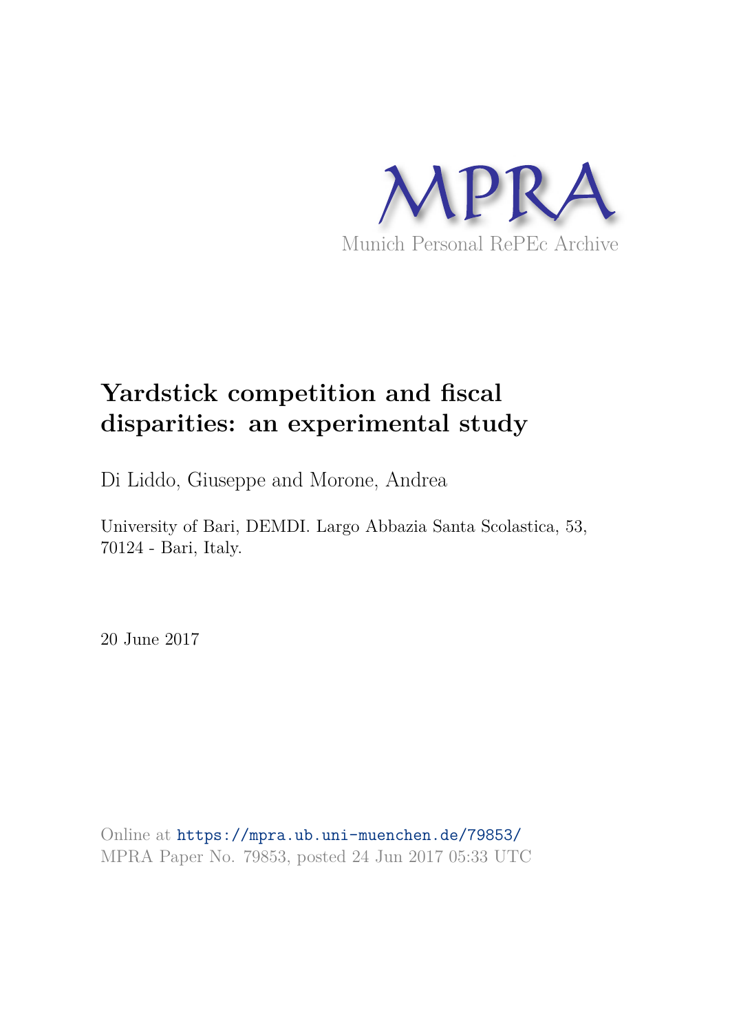MPRA

Munich Personal RePEc Archive

# Yardstick competition and fiscal disparities: an experimental study

Di Liddo, Giuseppe and Morone, Andrea

University of Bari, DEMDI. Largo Abbazia Santa Scolastica, 53, 70124 - Bari, Italy.

20 June 2017

Online at https://mpra.ub.uni-muenchen.de/79853/
MPRA Paper No. 79853, posted 24 Jun 2017 05:33 UTC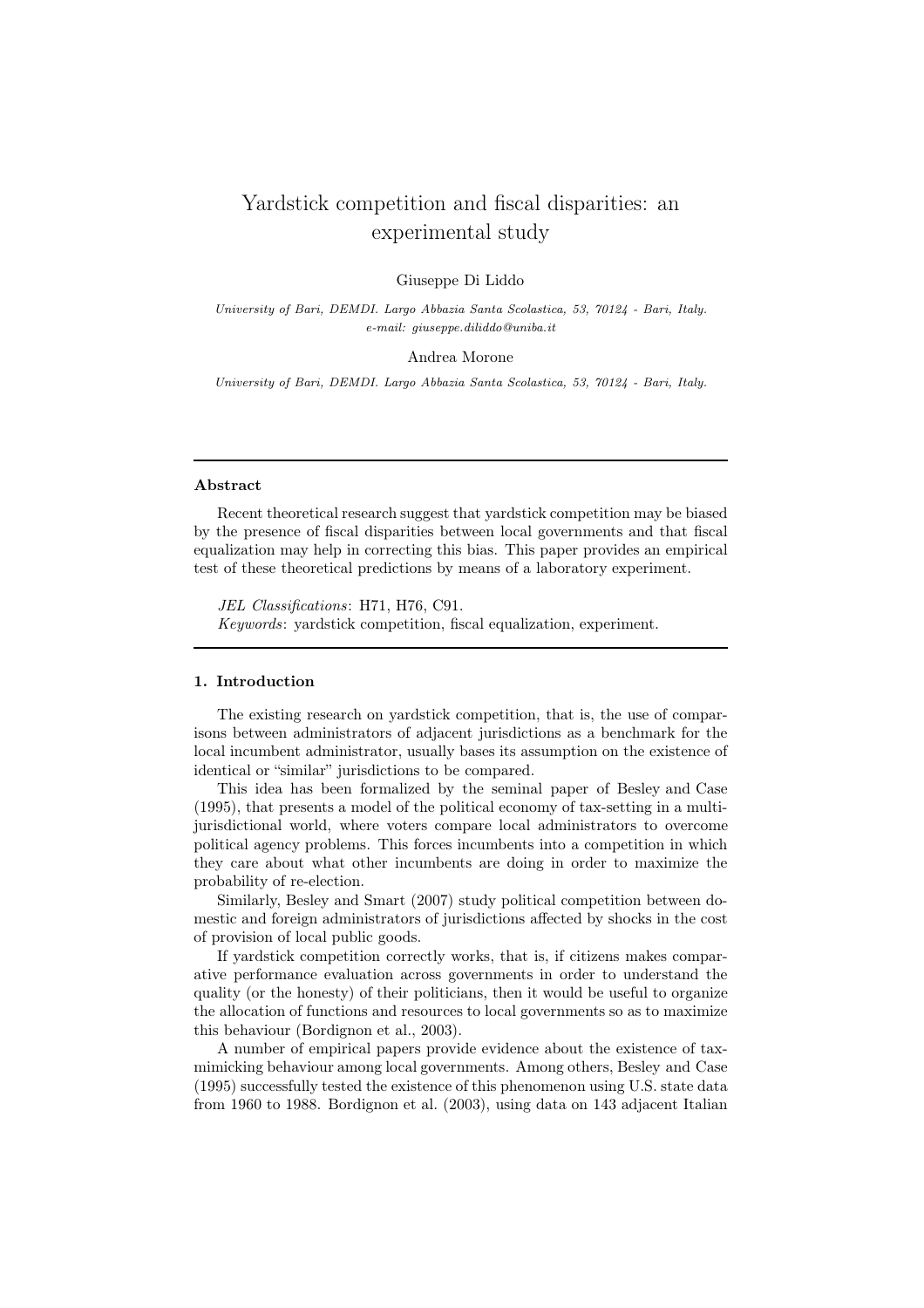# Yardstick competition and fiscal disparities: an experimental study

Giuseppe Di Liddo

*University of Bari, DEMDI. Largo Abbazia Santa Scolastica, 53, 70124 - Bari, Italy.*
*e-mail: giuseppe.diliddo@uniba.it*

Andrea Morone

*University of Bari, DEMDI. Largo Abbazia Santa Scolastica, 53, 70124 - Bari, Italy.*

---

### Abstract

Recent theoretical research suggest that yardstick competition may be biased by the presence of fiscal disparities between local governments and that fiscal equalization may help in correcting this bias. This paper provides an empirical test of these theoretical predictions by means of a laboratory experiment.

*JEL Classifications*: H71, H76, C91.
*Keywords*: yardstick competition, fiscal equalization, experiment.

---

### 1. Introduction

The existing research on yardstick competition, that is, the use of comparisons between administrators of adjacent jurisdictions as a benchmark for the local incumbent administrator, usually bases its assumption on the existence of identical or "similar" jurisdictions to be compared.

This idea has been formalized by the seminal paper of Besley and Case (1995), that presents a model of the political economy of tax-setting in a multi-jurisdictional world, where voters compare local administrators to overcome political agency problems. This forces incumbents into a competition in which they care about what other incumbents are doing in order to maximize the probability of re-election.

Similarly, Besley and Smart (2007) study political competition between domestic and foreign administrators of jurisdictions affected by shocks in the cost of provision of local public goods.

If yardstick competition correctly works, that is, if citizens makes comparative performance evaluation across governments in order to understand the quality (or the honesty) of their politicians, then it would be useful to organize the allocation of functions and resources to local governments so as to maximize this behaviour (Bordignon et al., 2003).

A number of empirical papers provide evidence about the existence of tax-mimicking behaviour among local governments. Among others, Besley and Case (1995) successfully tested the existence of this phenomenon using U.S. state data from 1960 to 1988. Bordignon et al. (2003), using data on 143 adjacent Italian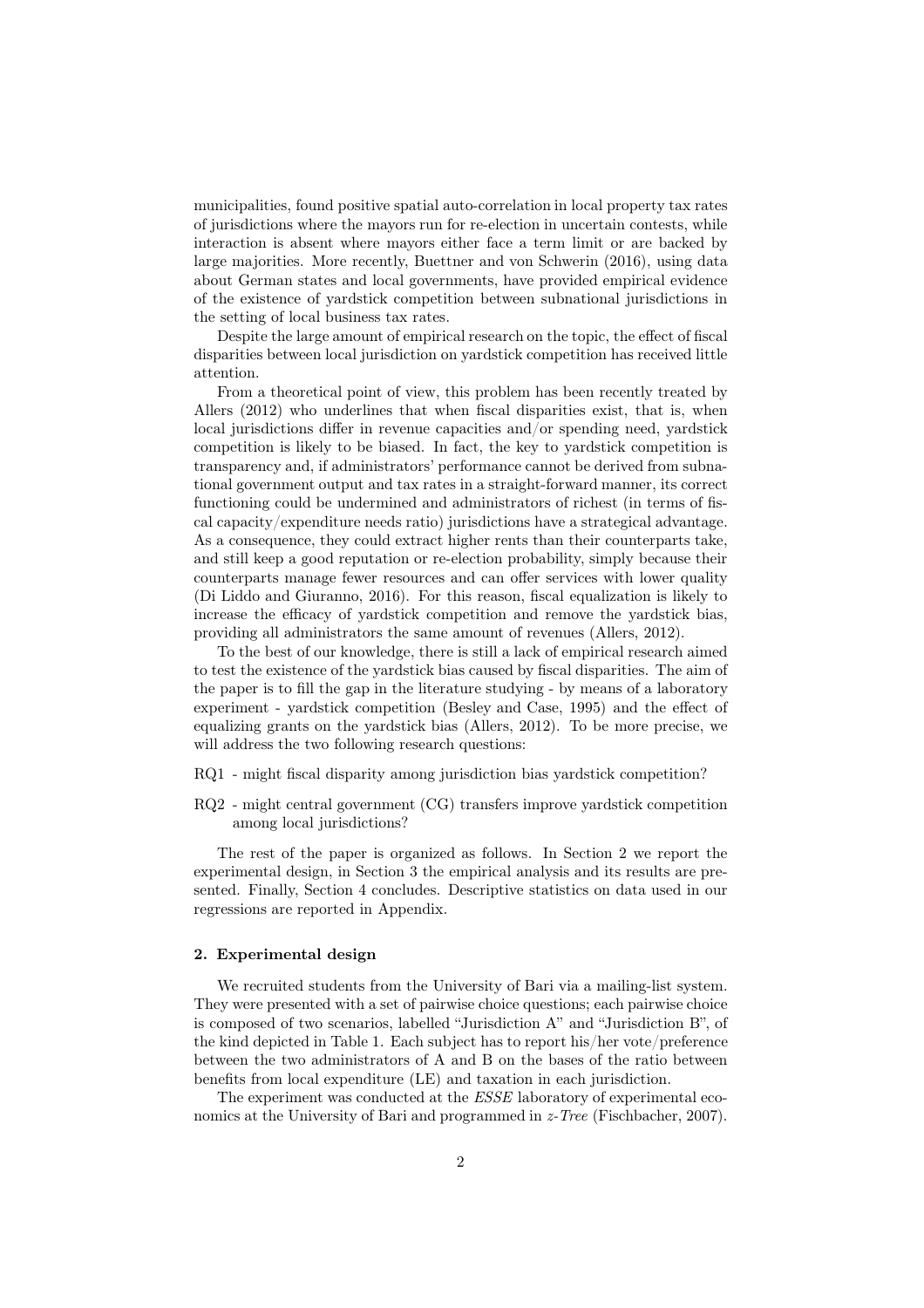municipalities, found positive spatial auto-correlation in local property tax rates of jurisdictions where the mayors run for re-election in uncertain contests, while interaction is absent where mayors either face a term limit or are backed by large majorities. More recently, Buettner and von Schwerin (2016), using data about German states and local governments, have provided empirical evidence of the existence of yardstick competition between subnational jurisdictions in the setting of local business tax rates.

Despite the large amount of empirical research on the topic, the effect of fiscal disparities between local jurisdiction on yardstick competition has received little attention.

From a theoretical point of view, this problem has been recently treated by Allers (2012) who underlines that when fiscal disparities exist, that is, when local jurisdictions differ in revenue capacities and/or spending need, yardstick competition is likely to be biased. In fact, the key to yardstick competition is transparency and, if administrators' performance cannot be derived from subnational government output and tax rates in a straight-forward manner, its correct functioning could be undermined and administrators of richest (in terms of fiscal capacity/expenditure needs ratio) jurisdictions have a strategical advantage. As a consequence, they could extract higher rents than their counterparts take, and still keep a good reputation or re-election probability, simply because their counterparts manage fewer resources and can offer services with lower quality (Di Liddo and Giuranno, 2016). For this reason, fiscal equalization is likely to increase the efficacy of yardstick competition and remove the yardstick bias, providing all administrators the same amount of revenues (Allers, 2012).

To the best of our knowledge, there is still a lack of empirical research aimed to test the existence of the yardstick bias caused by fiscal disparities. The aim of the paper is to fill the gap in the literature studying - by means of a laboratory experiment - yardstick competition (Besley and Case, 1995) and the effect of equalizing grants on the yardstick bias (Allers, 2012). To be more precise, we will address the two following research questions:

RQ1 - might fiscal disparity among jurisdiction bias yardstick competition?

RQ2 - might central government (CG) transfers improve yardstick competition among local jurisdictions?

The rest of the paper is organized as follows. In Section 2 we report the experimental design, in Section 3 the empirical analysis and its results are presented. Finally, Section 4 concludes. Descriptive statistics on data used in our regressions are reported in Appendix.

## 2. Experimental design

We recruited students from the University of Bari via a mailing-list system. They were presented with a set of pairwise choice questions; each pairwise choice is composed of two scenarios, labelled "Jurisdiction A" and "Jurisdiction B", of the kind depicted in Table 1. Each subject has to report his/her vote/preference between the two administrators of A and B on the bases of the ratio between benefits from local expenditure (LE) and taxation in each jurisdiction.

The experiment was conducted at the *ESSE* laboratory of experimental economics at the University of Bari and programmed in *z-Tree* (Fischbacher, 2007).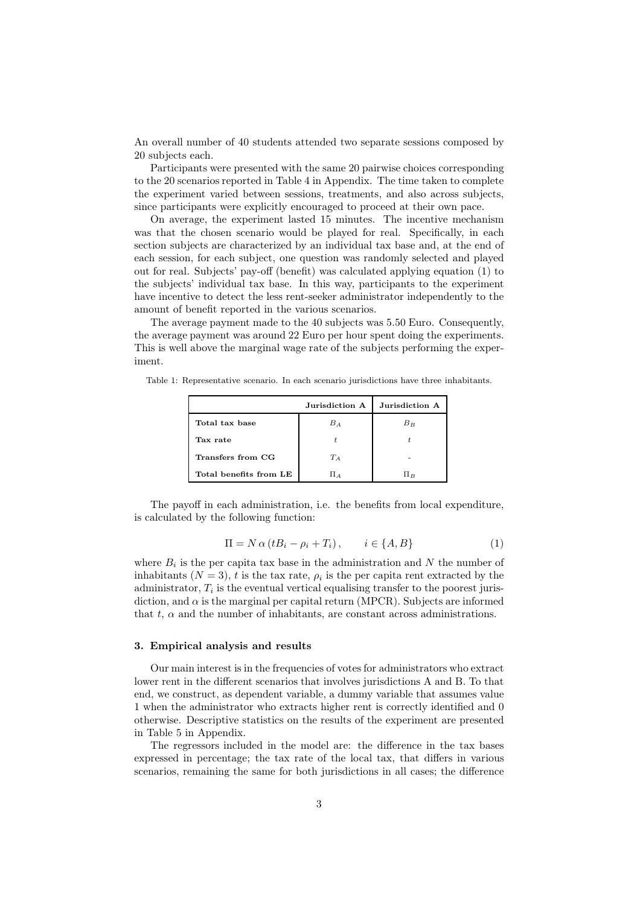An overall number of 40 students attended two separate sessions composed by 20 subjects each.

Participants were presented with the same 20 pairwise choices corresponding to the 20 scenarios reported in Table 4 in Appendix. The time taken to complete the experiment varied between sessions, treatments, and also across subjects, since participants were explicitly encouraged to proceed at their own pace.

On average, the experiment lasted 15 minutes. The incentive mechanism was that the chosen scenario would be played for real. Specifically, in each section subjects are characterized by an individual tax base and, at the end of each session, for each subject, one question was randomly selected and played out for real. Subjects' pay-off (benefit) was calculated applying equation (1) to the subjects' individual tax base. In this way, participants to the experiment have incentive to detect the less rent-seeker administrator independently to the amount of benefit reported in the various scenarios.

The average payment made to the 40 subjects was 5.50 Euro. Consequently, the average payment was around 22 Euro per hour spent doing the experiments. This is well above the marginal wage rate of the subjects performing the experiment.

Table 1: Representative scenario. In each scenario jurisdictions have three inhabitants.

| | **Jurisdiction A** | **Jurisdiction A** |
|---|---|---|
| **Total tax base** | $B_A$ | $B_B$ |
| **Tax rate** | $t$ | $t$ |
| **Transfers from CG** | $T_A$ | - |
| **Total benefits from LE** | $\Pi_A$ | $\Pi_B$ |

The payoff in each administration, i.e. the benefits from local expenditure, is calculated by the following function:

$$\Pi = N\,\alpha\,(tB_i - \rho_i + T_i)\,, \qquad i \in \{A, B\} \tag{1}$$

where $B_i$ is the per capita tax base in the administration and $N$ the number of inhabitants ($N = 3$), $t$ is the tax rate, $\rho_i$ is the per capita rent extracted by the administrator, $T_i$ is the eventual vertical equalising transfer to the poorest jurisdiction, and $\alpha$ is the marginal per capital return (MPCR). Subjects are informed that $t$, $\alpha$ and the number of inhabitants, are constant across administrations.

### 3. Empirical analysis and results

Our main interest is in the frequencies of votes for administrators who extract lower rent in the different scenarios that involves jurisdictions A and B. To that end, we construct, as dependent variable, a dummy variable that assumes value 1 when the administrator who extracts higher rent is correctly identified and 0 otherwise. Descriptive statistics on the results of the experiment are presented in Table 5 in Appendix.

The regressors included in the model are: the difference in the tax bases expressed in percentage; the tax rate of the local tax, that differs in various scenarios, remaining the same for both jurisdictions in all cases; the difference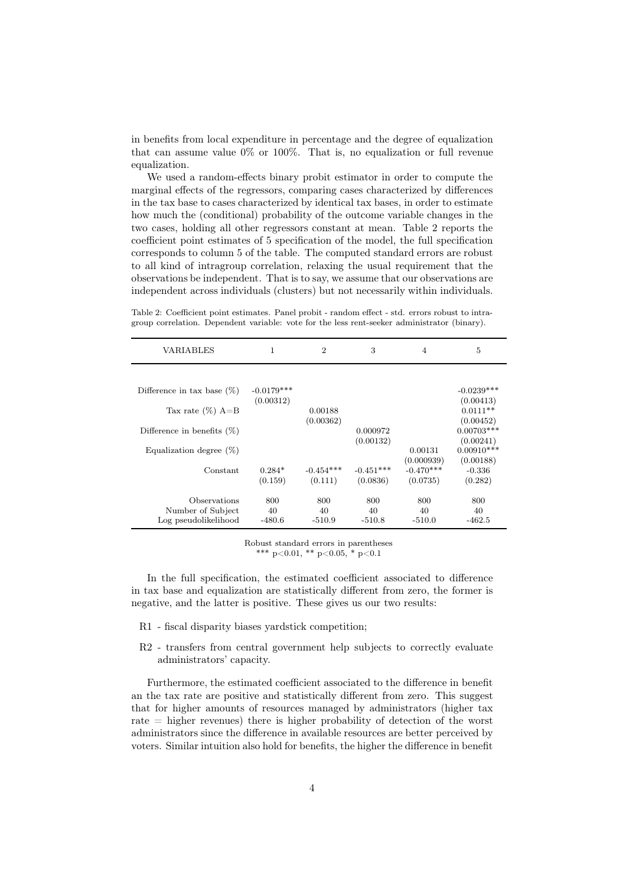in benefits from local expenditure in percentage and the degree of equalization that can assume value 0% or 100%. That is, no equalization or full revenue equalization.

We used a random-effects binary probit estimator in order to compute the marginal effects of the regressors, comparing cases characterized by differences in the tax base to cases characterized by identical tax bases, in order to estimate how much the (conditional) probability of the outcome variable changes in the two cases, holding all other regressors constant at mean. Table 2 reports the coefficient point estimates of 5 specification of the model, the full specification corresponds to column 5 of the table. The computed standard errors are robust to all kind of intragroup correlation, relaxing the usual requirement that the observations be independent. That is to say, we assume that our observations are independent across individuals (clusters) but not necessarily within individuals.

Table 2: Coefficient point estimates. Panel probit - random effect - std. errors robust to intragroup correlation. Dependent variable: vote for the less rent-seeker administrator (binary).

| VARIABLES | 1 | 2 | 3 | 4 | 5 |
|---|---|---|---|---|---|
| Difference in tax base (%) | -0.0179*** | | | | -0.0239*** |
| | (0.00312) | | | | (0.00413) |
| Tax rate (%) A=B | | 0.00188 | | | 0.0111** |
| | | (0.00362) | | | (0.00452) |
| Difference in benefits (%) | | | 0.000972 | | 0.00703*** |
| | | | (0.00132) | | (0.00241) |
| Equalization degree (%) | | | | 0.00131 | 0.00910*** |
| | | | | (0.000939) | (0.00188) |
| Constant | 0.284* | -0.454*** | -0.451*** | -0.470*** | -0.336 |
| | (0.159) | (0.111) | (0.0836) | (0.0735) | (0.282) |
| Observations | 800 | 800 | 800 | 800 | 800 |
| Number of Subject | 40 | 40 | 40 | 40 | 40 |
| Log pseudolikelihood | -480.6 | -510.9 | -510.8 | -510.0 | -462.5 |

Robust standard errors in parentheses
*** p<0.01, ** p<0.05, * p<0.1

In the full specification, the estimated coefficient associated to difference in tax base and equalization are statistically different from zero, the former is negative, and the latter is positive. These gives us our two results:

- R1 - fiscal disparity biases yardstick competition;
- R2 - transfers from central government help subjects to correctly evaluate administrators' capacity.

Furthermore, the estimated coefficient associated to the difference in benefit an the tax rate are positive and statistically different from zero. This suggest that for higher amounts of resources managed by administrators (higher tax rate = higher revenues) there is higher probability of detection of the worst administrators since the difference in available resources are better perceived by voters. Similar intuition also hold for benefits, the higher the difference in benefit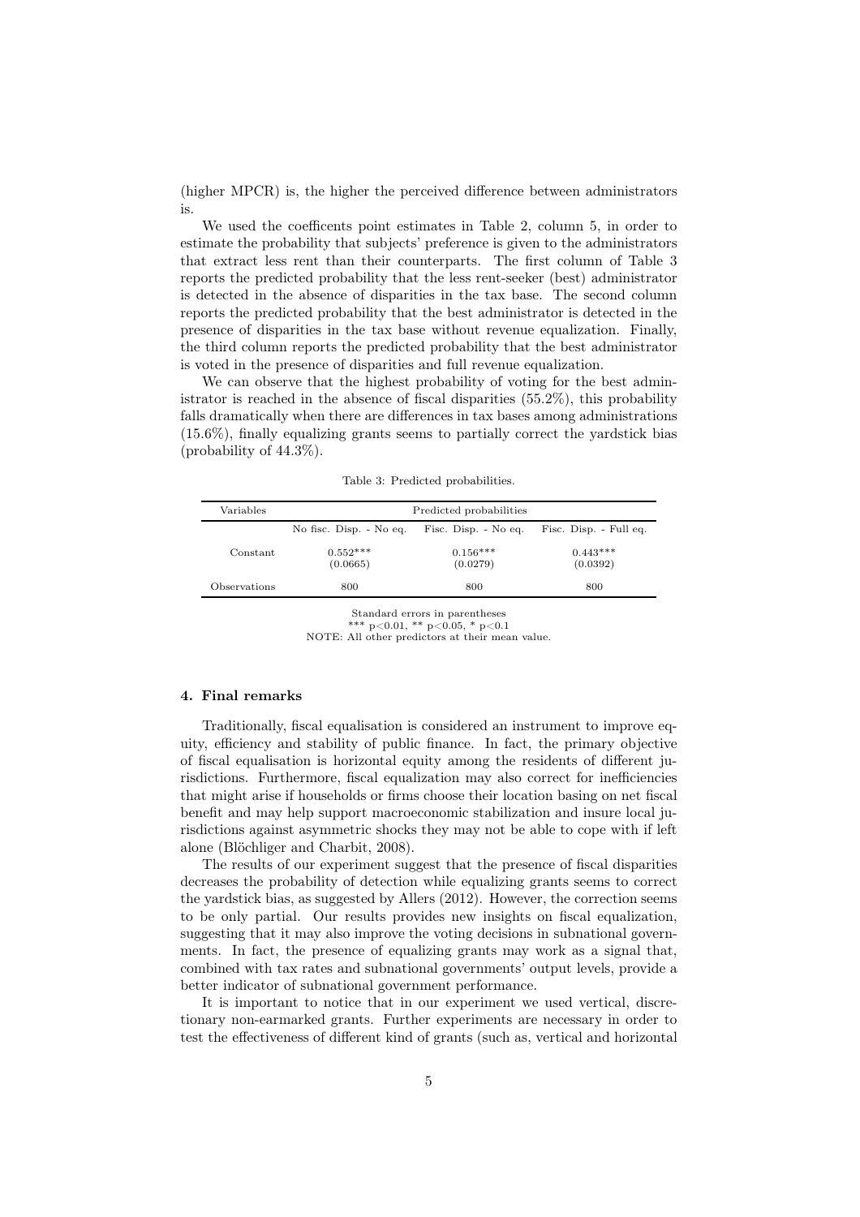(higher MPCR) is, the higher the perceived difference between administrators is.

We used the coefficents point estimates in Table 2, column 5, in order to estimate the probability that subjects' preference is given to the administrators that extract less rent than their counterparts. The first column of Table 3 reports the predicted probability that the less rent-seeker (best) administrator is detected in the absence of disparities in the tax base. The second column reports the predicted probability that the best administrator is detected in the presence of disparities in the tax base without revenue equalization. Finally, the third column reports the predicted probability that the best administrator is voted in the presence of disparities and full revenue equalization.

We can observe that the highest probability of voting for the best administrator is reached in the absence of fiscal disparities (55.2%), this probability falls dramatically when there are differences in tax bases among administrations (15.6%), finally equalizing grants seems to partially correct the yardstick bias (probability of 44.3%).

Table 3: Predicted probabilities.

| Variables | Predicted probabilities | | |
|---|---|---|---|
| | No fisc. Disp. - No eq. | Fisc. Disp. - No eq. | Fisc. Disp. - Full eq. |
| Constant | 0.552*** | 0.156*** | 0.443*** |
| | (0.0665) | (0.0279) | (0.0392) |
| Observations | 800 | 800 | 800 |

Standard errors in parentheses
*** p<0.01, ** p<0.05, * p<0.1
NOTE: All other predictors at their mean value.

## 4. Final remarks

Traditionally, fiscal equalisation is considered an instrument to improve equity, efficiency and stability of public finance. In fact, the primary objective of fiscal equalisation is horizontal equity among the residents of different jurisdictions. Furthermore, fiscal equalization may also correct for inefficiencies that might arise if households or firms choose their location basing on net fiscal benefit and may help support macroeconomic stabilization and insure local jurisdictions against asymmetric shocks they may not be able to cope with if left alone (Blöchliger and Charbit, 2008).

The results of our experiment suggest that the presence of fiscal disparities decreases the probability of detection while equalizing grants seems to correct the yardstick bias, as suggested by Allers (2012). However, the correction seems to be only partial. Our results provides new insights on fiscal equalization, suggesting that it may also improve the voting decisions in subnational governments. In fact, the presence of equalizing grants may work as a signal that, combined with tax rates and subnational governments' output levels, provide a better indicator of subnational government performance.

It is important to notice that in our experiment we used vertical, discretionary non-earmarked grants. Further experiments are necessary in order to test the effectiveness of different kind of grants (such as, vertical and horizontal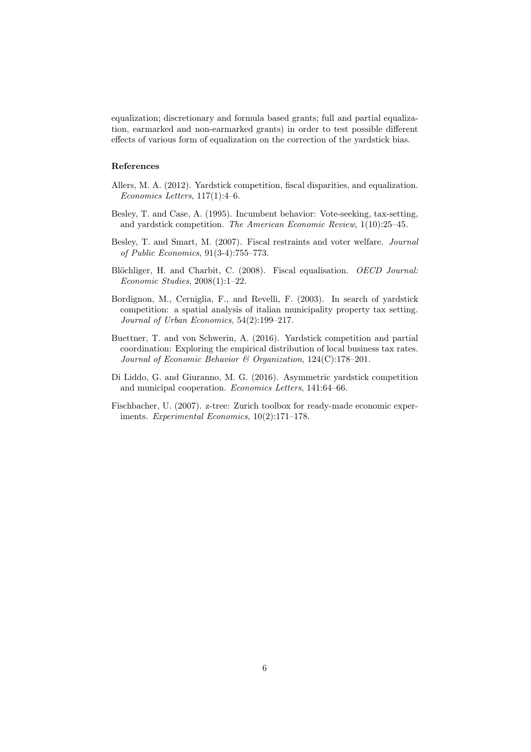equalization; discretionary and formula based grants; full and partial equalization, earmarked and non-earmarked grants) in order to test possible different effects of various form of equalization on the correction of the yardstick bias.

## References

Allers, M. A. (2012). Yardstick competition, fiscal disparities, and equalization. *Economics Letters*, 117(1):4–6.

Besley, T. and Case, A. (1995). Incumbent behavior: Vote-seeking, tax-setting, and yardstick competition. *The American Economic Review*, 1(10):25–45.

Besley, T. and Smart, M. (2007). Fiscal restraints and voter welfare. *Journal of Public Economics*, 91(3-4):755–773.

Blöchliger, H. and Charbit, C. (2008). Fiscal equalisation. *OECD Journal: Economic Studies*, 2008(1):1–22.

Bordignon, M., Cerniglia, F., and Revelli, F. (2003). In search of yardstick competition: a spatial analysis of italian municipality property tax setting. *Journal of Urban Economics*, 54(2):199–217.

Buettner, T. and von Schwerin, A. (2016). Yardstick competition and partial coordination: Exploring the empirical distribution of local business tax rates. *Journal of Economic Behavior & Organization*, 124(C):178–201.

Di Liddo, G. and Giuranno, M. G. (2016). Asymmetric yardstick competition and municipal cooperation. *Economics Letters*, 141:64–66.

Fischbacher, U. (2007). z-tree: Zurich toolbox for ready-made economic experiments. *Experimental Economics*, 10(2):171–178.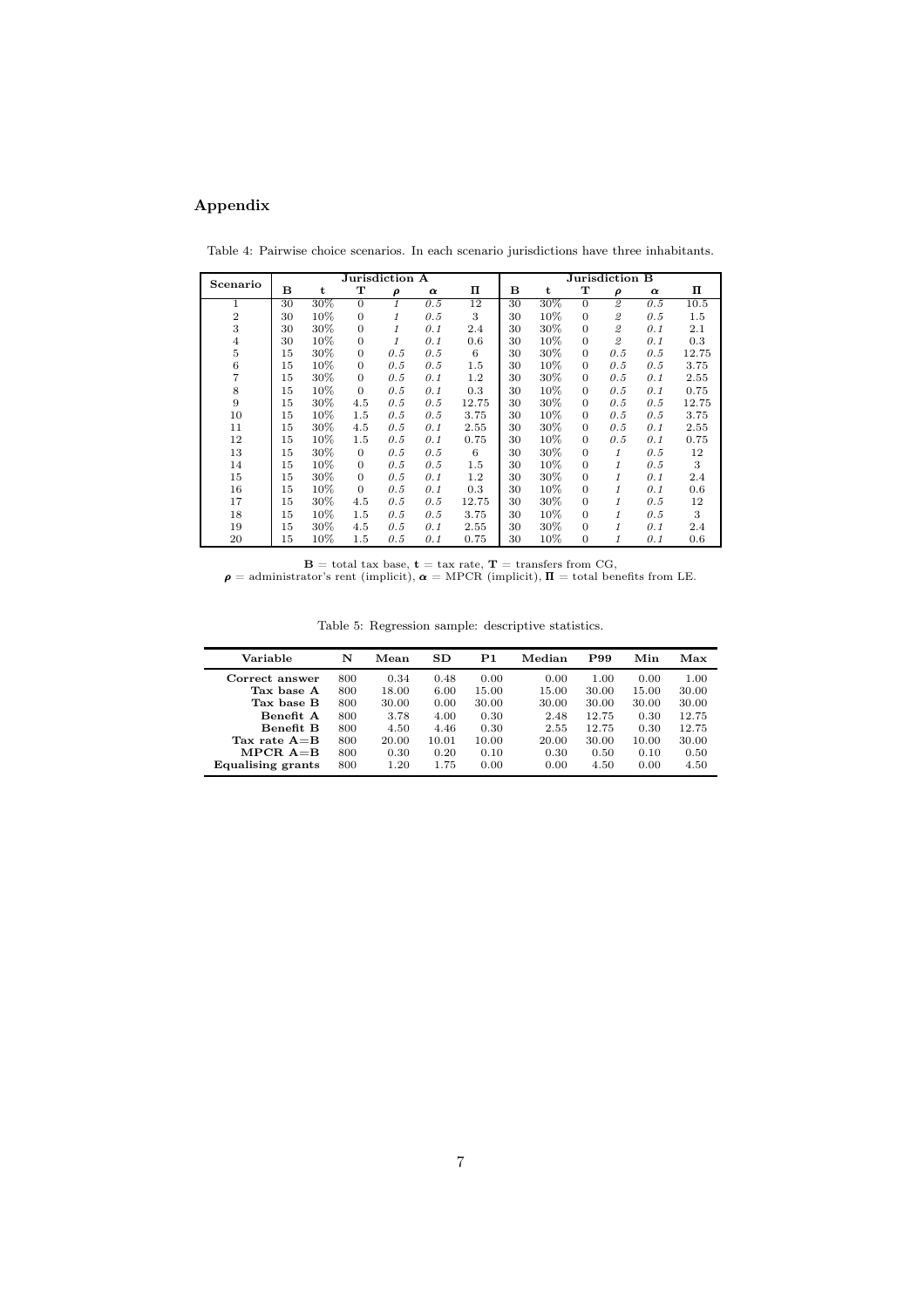# Appendix

Table 4: Pairwise choice scenarios. In each scenario jurisdictions have three inhabitants.

| Scenario | Jurisdiction A | | | | | | Jurisdiction B | | | | | |
|---|---|---|---|---|---|---|---|---|---|---|---|---|
| | **B** | **t** | **T** | $\rho$ | $\alpha$ | $\Pi$ | **B** | **t** | **T** | $\rho$ | $\alpha$ | $\Pi$ |
| 1 | 30 | 30% | 0 | *1* | *0.5* | 12 | 30 | 30% | 0 | *2* | *0.5* | 10.5 |
| 2 | 30 | 10% | 0 | *1* | *0.5* | 3 | 30 | 10% | 0 | *2* | *0.5* | 1.5 |
| 3 | 30 | 30% | 0 | *1* | *0.1* | 2.4 | 30 | 30% | 0 | *2* | *0.1* | 2.1 |
| 4 | 30 | 10% | 0 | *1* | *0.1* | 0.6 | 30 | 10% | 0 | *2* | *0.1* | 0.3 |
| 5 | 15 | 30% | 0 | *0.5* | *0.5* | 6 | 30 | 30% | 0 | *0.5* | *0.5* | 12.75 |
| 6 | 15 | 10% | 0 | *0.5* | *0.5* | 1.5 | 30 | 10% | 0 | *0.5* | *0.5* | 3.75 |
| 7 | 15 | 30% | 0 | *0.5* | *0.1* | 1.2 | 30 | 30% | 0 | *0.5* | *0.1* | 2.55 |
| 8 | 15 | 10% | 0 | *0.5* | *0.1* | 0.3 | 30 | 10% | 0 | *0.5* | *0.1* | 0.75 |
| 9 | 15 | 30% | 4.5 | *0.5* | *0.5* | 12.75 | 30 | 30% | 0 | *0.5* | *0.5* | 12.75 |
| 10 | 15 | 10% | 1.5 | *0.5* | *0.5* | 3.75 | 30 | 10% | 0 | *0.5* | *0.5* | 3.75 |
| 11 | 15 | 30% | 4.5 | *0.5* | *0.1* | 2.55 | 30 | 30% | 0 | *0.5* | *0.1* | 2.55 |
| 12 | 15 | 10% | 1.5 | *0.5* | *0.1* | 0.75 | 30 | 10% | 0 | *0.5* | *0.1* | 0.75 |
| 13 | 15 | 30% | 0 | *0.5* | *0.5* | 6 | 30 | 30% | 0 | *1* | *0.5* | 12 |
| 14 | 15 | 10% | 0 | *0.5* | *0.5* | 1.5 | 30 | 10% | 0 | *1* | *0.5* | 3 |
| 15 | 15 | 30% | 0 | *0.5* | *0.1* | 1.2 | 30 | 30% | 0 | *1* | *0.1* | 2.4 |
| 16 | 15 | 10% | 0 | *0.5* | *0.1* | 0.3 | 30 | 10% | 0 | *1* | *0.1* | 0.6 |
| 17 | 15 | 30% | 4.5 | *0.5* | *0.5* | 12.75 | 30 | 30% | 0 | *1* | *0.5* | 12 |
| 18 | 15 | 10% | 1.5 | *0.5* | *0.5* | 3.75 | 30 | 10% | 0 | *1* | *0.5* | 3 |
| 19 | 15 | 30% | 4.5 | *0.5* | *0.1* | 2.55 | 30 | 30% | 0 | *1* | *0.1* | 2.4 |
| 20 | 15 | 10% | 1.5 | *0.5* | *0.1* | 0.75 | 30 | 10% | 0 | *1* | *0.1* | 0.6 |

**B** = total tax base, **t** = tax rate, **T** = transfers from CG,
$\rho$ = administrator's rent (implicit), $\alpha$ = MPCR (implicit), $\Pi$ = total benefits from LE.

Table 5: Regression sample: descriptive statistics.

| Variable | N | Mean | SD | P1 | Median | P99 | Min | Max |
|---|---|---|---|---|---|---|---|---|
| **Correct answer** | 800 | 0.34 | 0.48 | 0.00 | 0.00 | 1.00 | 0.00 | 1.00 |
| **Tax base A** | 800 | 18.00 | 6.00 | 15.00 | 15.00 | 30.00 | 15.00 | 30.00 |
| **Tax base B** | 800 | 30.00 | 0.00 | 30.00 | 30.00 | 30.00 | 30.00 | 30.00 |
| **Benefit A** | 800 | 3.78 | 4.00 | 0.30 | 2.48 | 12.75 | 0.30 | 12.75 |
| **Benefit B** | 800 | 4.50 | 4.46 | 0.30 | 2.55 | 12.75 | 0.30 | 12.75 |
| **Tax rate A=B** | 800 | 20.00 | 10.01 | 10.00 | 20.00 | 30.00 | 10.00 | 30.00 |
| **MPCR A=B** | 800 | 0.30 | 0.20 | 0.10 | 0.30 | 0.50 | 0.10 | 0.50 |
| **Equalising grants** | 800 | 1.20 | 1.75 | 0.00 | 0.00 | 4.50 | 0.00 | 4.50 |